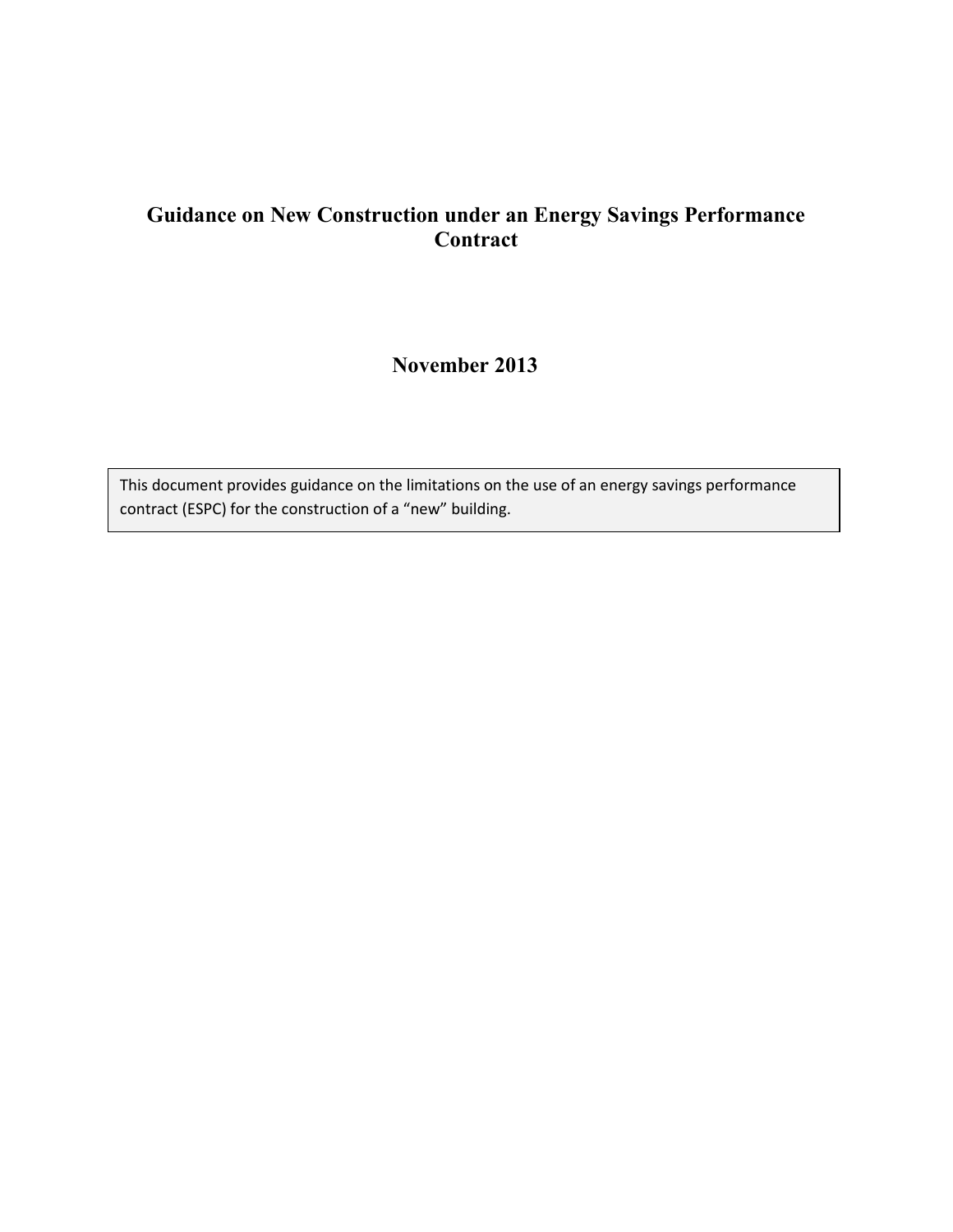# Guidance on New Construction under an Energy Savings Performance Contract

**November 2013**

This document provides guidance on the limitations on the use of an energy savings performance contract (ESPC) for the construction of a "new" building.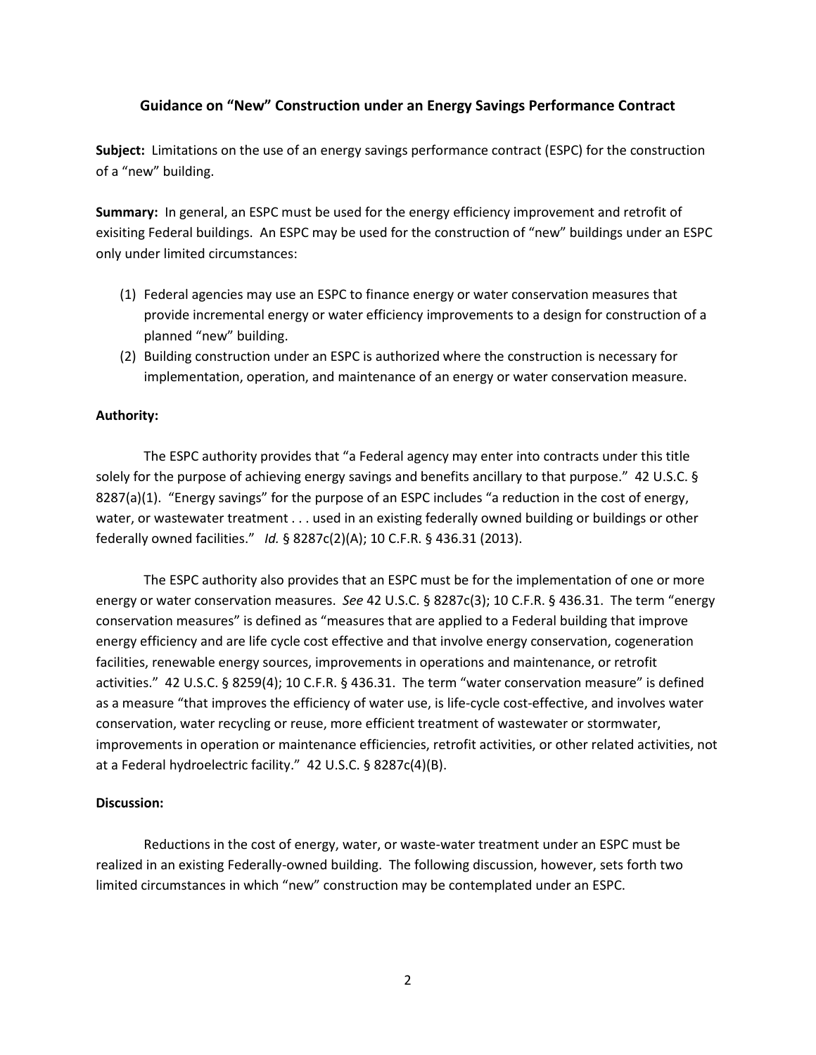## Guidance on "New" Construction under an Energy Savings Performance Contract

**Subject:** Limitations on the use of an energy savings performance contract (ESPC) for the construction of a "new" building.

**Summary:** In general, an ESPC must be used for the energy efficiency improvement and retrofit of exisiting Federal buildings. An ESPC may be used for the construction of "new" buildings under an ESPC only under limited circumstances:

1. Federal agencies may use an ESPC to finance energy or water conservation measures that provide incremental energy or water efficiency improvements to a design for construction of a planned "new" building.
2. Building construction under an ESPC is authorized where the construction is necessary for implementation, operation, and maintenance of an energy or water conservation measure.

**Authority:**

The ESPC authority provides that "a Federal agency may enter into contracts under this title solely for the purpose of achieving energy savings and benefits ancillary to that purpose." 42 U.S.C. § 8287(a)(1). "Energy savings" for the purpose of an ESPC includes "a reduction in the cost of energy, water, or wastewater treatment . . . used in an existing federally owned building or buildings or other federally owned facilities." *Id.* § 8287c(2)(A); 10 C.F.R. § 436.31 (2013).

The ESPC authority also provides that an ESPC must be for the implementation of one or more energy or water conservation measures. *See* 42 U.S.C. § 8287c(3); 10 C.F.R. § 436.31. The term "energy conservation measures" is defined as "measures that are applied to a Federal building that improve energy efficiency and are life cycle cost effective and that involve energy conservation, cogeneration facilities, renewable energy sources, improvements in operations and maintenance, or retrofit activities." 42 U.S.C. § 8259(4); 10 C.F.R. § 436.31. The term "water conservation measure" is defined as a measure "that improves the efficiency of water use, is life-cycle cost-effective, and involves water conservation, water recycling or reuse, more efficient treatment of wastewater or stormwater, improvements in operation or maintenance efficiencies, retrofit activities, or other related activities, not at a Federal hydroelectric facility." 42 U.S.C. § 8287c(4)(B).

**Discussion:**

Reductions in the cost of energy, water, or waste-water treatment under an ESPC must be realized in an existing Federally-owned building. The following discussion, however, sets forth two limited circumstances in which "new" construction may be contemplated under an ESPC.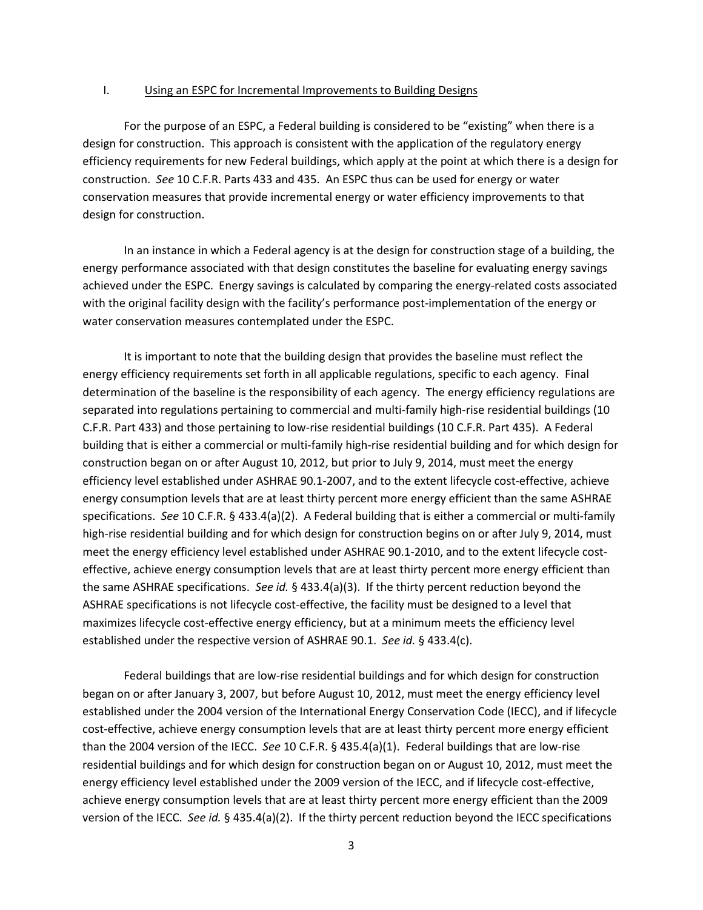## I. Using an ESPC for Incremental Improvements to Building Designs

For the purpose of an ESPC, a Federal building is considered to be "existing" when there is a design for construction. This approach is consistent with the application of the regulatory energy efficiency requirements for new Federal buildings, which apply at the point at which there is a design for construction. *See* 10 C.F.R. Parts 433 and 435. An ESPC thus can be used for energy or water conservation measures that provide incremental energy or water efficiency improvements to that design for construction.

In an instance in which a Federal agency is at the design for construction stage of a building, the energy performance associated with that design constitutes the baseline for evaluating energy savings achieved under the ESPC. Energy savings is calculated by comparing the energy-related costs associated with the original facility design with the facility's performance post-implementation of the energy or water conservation measures contemplated under the ESPC.

It is important to note that the building design that provides the baseline must reflect the energy efficiency requirements set forth in all applicable regulations, specific to each agency. Final determination of the baseline is the responsibility of each agency. The energy efficiency regulations are separated into regulations pertaining to commercial and multi-family high-rise residential buildings (10 C.F.R. Part 433) and those pertaining to low-rise residential buildings (10 C.F.R. Part 435). A Federal building that is either a commercial or multi-family high-rise residential building and for which design for construction began on or after August 10, 2012, but prior to July 9, 2014, must meet the energy efficiency level established under ASHRAE 90.1-2007, and to the extent lifecycle cost-effective, achieve energy consumption levels that are at least thirty percent more energy efficient than the same ASHRAE specifications. *See* 10 C.F.R. § 433.4(a)(2). A Federal building that is either a commercial or multi-family high-rise residential building and for which design for construction begins on or after July 9, 2014, must meet the energy efficiency level established under ASHRAE 90.1-2010, and to the extent lifecycle cost-effective, achieve energy consumption levels that are at least thirty percent more energy efficient than the same ASHRAE specifications. *See id.* § 433.4(a)(3). If the thirty percent reduction beyond the ASHRAE specifications is not lifecycle cost-effective, the facility must be designed to a level that maximizes lifecycle cost-effective energy efficiency, but at a minimum meets the efficiency level established under the respective version of ASHRAE 90.1. *See id.* § 433.4(c).

Federal buildings that are low-rise residential buildings and for which design for construction began on or after January 3, 2007, but before August 10, 2012, must meet the energy efficiency level established under the 2004 version of the International Energy Conservation Code (IECC), and if lifecycle cost-effective, achieve energy consumption levels that are at least thirty percent more energy efficient than the 2004 version of the IECC. *See* 10 C.F.R. § 435.4(a)(1). Federal buildings that are low-rise residential buildings and for which design for construction began on or August 10, 2012, must meet the energy efficiency level established under the 2009 version of the IECC, and if lifecycle cost-effective, achieve energy consumption levels that are at least thirty percent more energy efficient than the 2009 version of the IECC. *See id.* § 435.4(a)(2). If the thirty percent reduction beyond the IECC specifications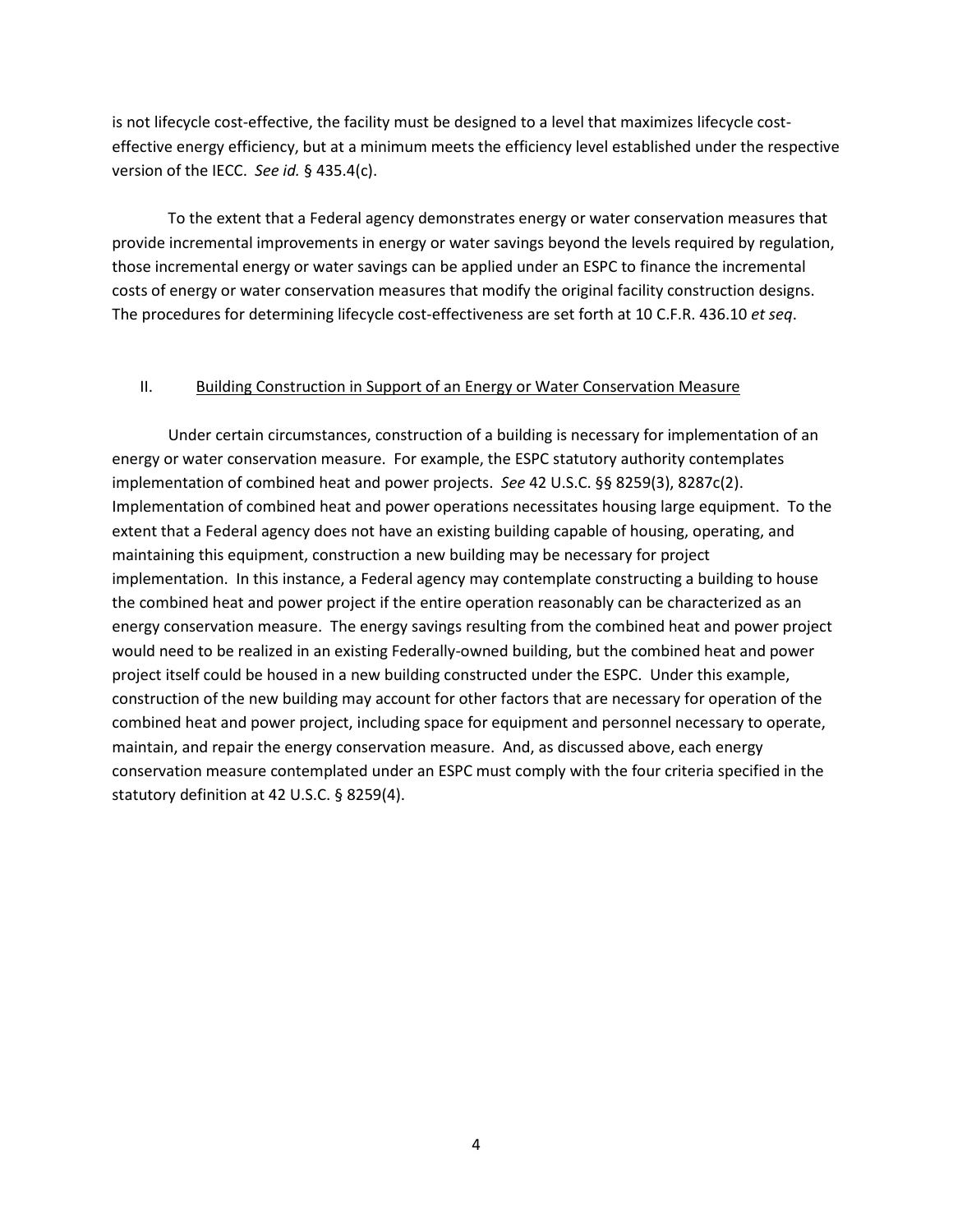is not lifecycle cost-effective, the facility must be designed to a level that maximizes lifecycle cost-effective energy efficiency, but at a minimum meets the efficiency level established under the respective version of the IECC. *See id.* § 435.4(c).

To the extent that a Federal agency demonstrates energy or water conservation measures that provide incremental improvements in energy or water savings beyond the levels required by regulation, those incremental energy or water savings can be applied under an ESPC to finance the incremental costs of energy or water conservation measures that modify the original facility construction designs. The procedures for determining lifecycle cost-effectiveness are set forth at 10 C.F.R. 436.10 *et seq*.

## II. Building Construction in Support of an Energy or Water Conservation Measure

Under certain circumstances, construction of a building is necessary for implementation of an energy or water conservation measure. For example, the ESPC statutory authority contemplates implementation of combined heat and power projects. *See* 42 U.S.C. §§ 8259(3), 8287c(2). Implementation of combined heat and power operations necessitates housing large equipment. To the extent that a Federal agency does not have an existing building capable of housing, operating, and maintaining this equipment, construction a new building may be necessary for project implementation. In this instance, a Federal agency may contemplate constructing a building to house the combined heat and power project if the entire operation reasonably can be characterized as an energy conservation measure. The energy savings resulting from the combined heat and power project would need to be realized in an existing Federally-owned building, but the combined heat and power project itself could be housed in a new building constructed under the ESPC. Under this example, construction of the new building may account for other factors that are necessary for operation of the combined heat and power project, including space for equipment and personnel necessary to operate, maintain, and repair the energy conservation measure. And, as discussed above, each energy conservation measure contemplated under an ESPC must comply with the four criteria specified in the statutory definition at 42 U.S.C. § 8259(4).